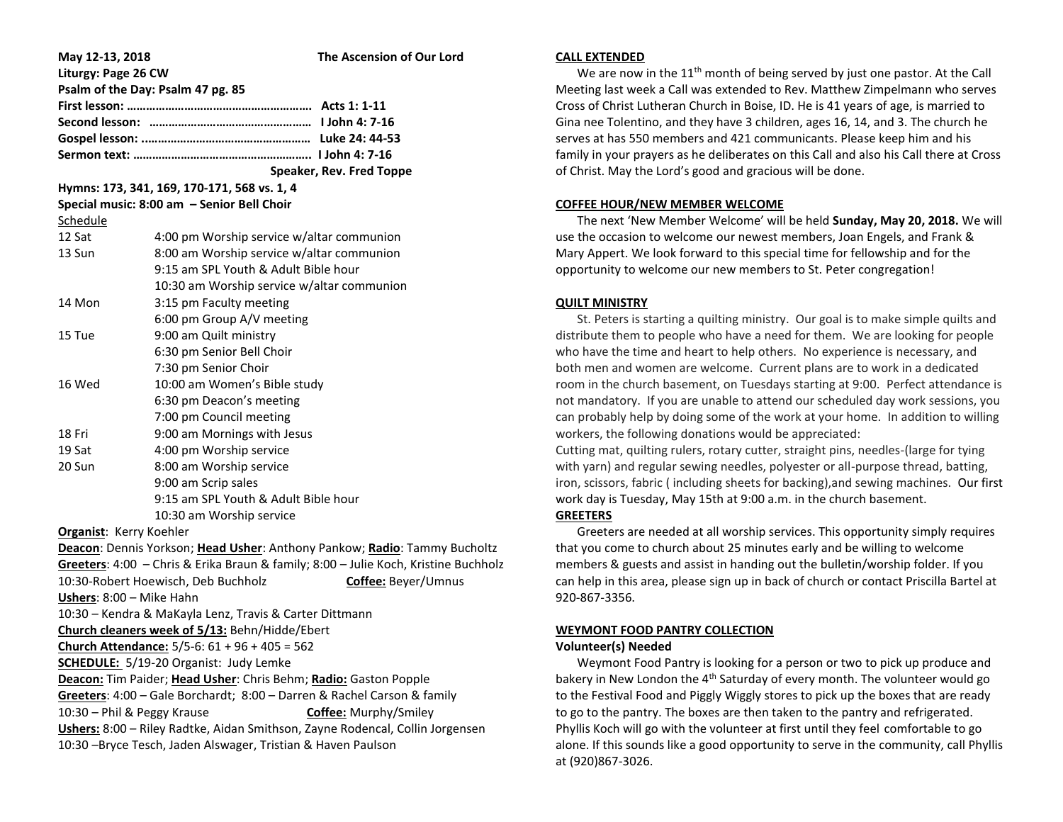**May 12-13, 2018** **The Ascension of Our Lord**

**Liturgy: Page 26 CW**

**Psalm of the Day: Psalm 47 pg. 85**

**First lesson: ………………………………………………… Acts 1: 1-11**

**Second lesson: ………………………………………… I John 4: 7-16**

**Gospel lesson: .…………………………………………… Luke 24: 44-53**

**Sermon text: ……………………………………………… I John 4: 7-16**

**Speaker, Rev. Fred Toppe**

**Hymns: 173, 341, 169, 170-171, 568 vs. 1, 4**

**Special music: 8:00 am – Senior Bell Choir**

Schedule

| | |
|---|---|
| 12 Sat | 4:00 pm Worship service w/altar communion |
| 13 Sun | 8:00 am Worship service w/altar communion |
| | 9:15 am SPL Youth & Adult Bible hour |
| | 10:30 am Worship service w/altar communion |
| 14 Mon | 3:15 pm Faculty meeting |
| | 6:00 pm Group A/V meeting |
| 15 Tue | 9:00 am Quilt ministry |
| | 6:30 pm Senior Bell Choir |
| | 7:30 pm Senior Choir |
| 16 Wed | 10:00 am Women's Bible study |
| | 6:30 pm Deacon's meeting |
| | 7:00 pm Council meeting |
| 18 Fri | 9:00 am Mornings with Jesus |
| 19 Sat | 4:00 pm Worship service |
| 20 Sun | 8:00 am Worship service |
| | 9:00 am Scrip sales |
| | 9:15 am SPL Youth & Adult Bible hour |
| | 10:30 am Worship service |

**Organist**: Kerry Koehler

**Deacon**: Dennis Yorkson; **Head Usher**: Anthony Pankow; **Radio**: Tammy Bucholtz

**Greeters**: 4:00 – Chris & Erika Braun & family; 8:00 – Julie Koch, Kristine Buchholz
10:30-Robert Hoewisch, Deb Buchholz **Coffee:** Beyer/Umnus

**Ushers**: 8:00 – Mike Hahn
10:30 – Kendra & MaKayla Lenz, Travis & Carter Dittmann

**Church cleaners week of 5/13:** Behn/Hidde/Ebert

**Church Attendance:** 5/5-6: 61 + 96 + 405 = 562

**SCHEDULE:** 5/19-20 Organist: Judy Lemke

**Deacon:** Tim Paider; **Head Usher**: Chris Behm; **Radio:** Gaston Popple

**Greeters**: 4:00 – Gale Borchardt; 8:00 – Darren & Rachel Carson & family
10:30 – Phil & Peggy Krause **Coffee:** Murphy/Smiley

**Ushers:** 8:00 – Riley Radtke, Aidan Smithson, Zayne Rodencal, Collin Jorgensen
10:30 –Bryce Tesch, Jaden Alswager, Tristian & Haven Paulson

## CALL EXTENDED

We are now in the 11th month of being served by just one pastor. At the Call Meeting last week a Call was extended to Rev. Matthew Zimpelmann who serves Cross of Christ Lutheran Church in Boise, ID. He is 41 years of age, is married to Gina nee Tolentino, and they have 3 children, ages 16, 14, and 3. The church he serves at has 550 members and 421 communicants. Please keep him and his family in your prayers as he deliberates on this Call and also his Call there at Cross of Christ. May the Lord's good and gracious will be done.

## COFFEE HOUR/NEW MEMBER WELCOME

The next 'New Member Welcome' will be held **Sunday, May 20, 2018.** We will use the occasion to welcome our newest members, Joan Engels, and Frank & Mary Appert. We look forward to this special time for fellowship and for the opportunity to welcome our new members to St. Peter congregation!

## QUILT MINISTRY

St. Peters is starting a quilting ministry. Our goal is to make simple quilts and distribute them to people who have a need for them. We are looking for people who have the time and heart to help others. No experience is necessary, and both men and women are welcome. Current plans are to work in a dedicated room in the church basement, on Tuesdays starting at 9:00. Perfect attendance is not mandatory. If you are unable to attend our scheduled day work sessions, you can probably help by doing some of the work at your home. In addition to willing workers, the following donations would be appreciated:
Cutting mat, quilting rulers, rotary cutter, straight pins, needles-(large for tying with yarn) and regular sewing needles, polyester or all-purpose thread, batting, iron, scissors, fabric ( including sheets for backing),and sewing machines. Our first work day is Tuesday, May 15th at 9:00 a.m. in the church basement.

## GREETERS

Greeters are needed at all worship services. This opportunity simply requires that you come to church about 25 minutes early and be willing to welcome members & guests and assist in handing out the bulletin/worship folder. If you can help in this area, please sign up in back of church or contact Priscilla Bartel at 920-867-3356.

## WEYMONT FOOD PANTRY COLLECTION

**Volunteer(s) Needed**

Weymont Food Pantry is looking for a person or two to pick up produce and bakery in New London the 4th Saturday of every month. The volunteer would go to the Festival Food and Piggly Wiggly stores to pick up the boxes that are ready to go to the pantry. The boxes are then taken to the pantry and refrigerated. Phyllis Koch will go with the volunteer at first until they feel comfortable to go alone. If this sounds like a good opportunity to serve in the community, call Phyllis at (920)867-3026.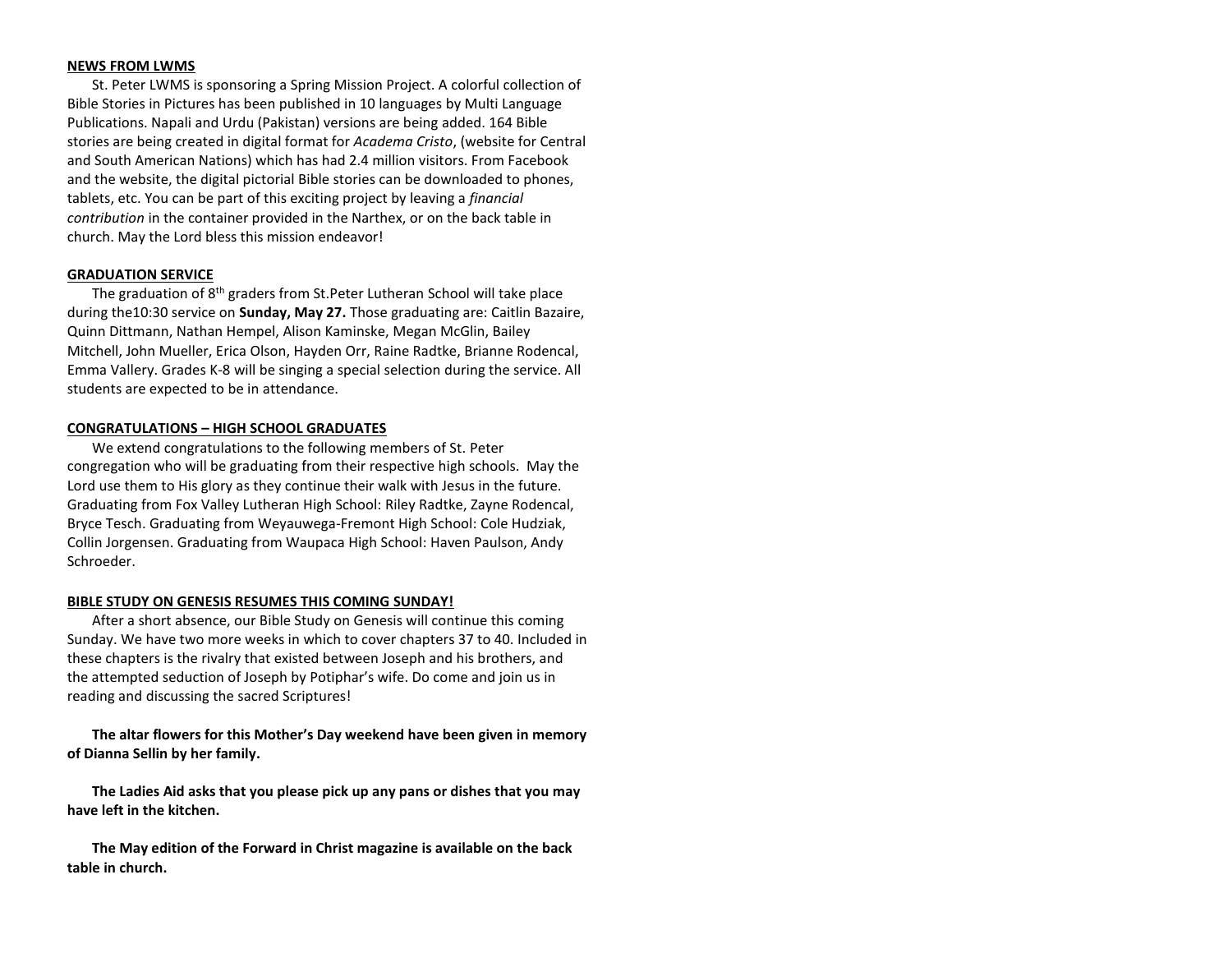**NEWS FROM LWMS**

St. Peter LWMS is sponsoring a Spring Mission Project. A colorful collection of Bible Stories in Pictures has been published in 10 languages by Multi Language Publications. Napali and Urdu (Pakistan) versions are being added. 164 Bible stories are being created in digital format for *Academa Cristo*, (website for Central and South American Nations) which has had 2.4 million visitors. From Facebook and the website, the digital pictorial Bible stories can be downloaded to phones, tablets, etc. You can be part of this exciting project by leaving a *financial contribution* in the container provided in the Narthex, or on the back table in church. May the Lord bless this mission endeavor!

**GRADUATION SERVICE**

The graduation of 8th graders from St.Peter Lutheran School will take place during the10:30 service on **Sunday, May 27.** Those graduating are: Caitlin Bazaire, Quinn Dittmann, Nathan Hempel, Alison Kaminske, Megan McGlin, Bailey Mitchell, John Mueller, Erica Olson, Hayden Orr, Raine Radtke, Brianne Rodencal, Emma Vallery. Grades K-8 will be singing a special selection during the service. All students are expected to be in attendance.

**CONGRATULATIONS – HIGH SCHOOL GRADUATES**

We extend congratulations to the following members of St. Peter congregation who will be graduating from their respective high schools. May the Lord use them to His glory as they continue their walk with Jesus in the future. Graduating from Fox Valley Lutheran High School: Riley Radtke, Zayne Rodencal, Bryce Tesch. Graduating from Weyauwega-Fremont High School: Cole Hudziak, Collin Jorgensen. Graduating from Waupaca High School: Haven Paulson, Andy Schroeder.

**BIBLE STUDY ON GENESIS RESUMES THIS COMING SUNDAY!**

After a short absence, our Bible Study on Genesis will continue this coming Sunday. We have two more weeks in which to cover chapters 37 to 40. Included in these chapters is the rivalry that existed between Joseph and his brothers, and the attempted seduction of Joseph by Potiphar's wife. Do come and join us in reading and discussing the sacred Scriptures!

**The altar flowers for this Mother's Day weekend have been given in memory of Dianna Sellin by her family.**

**The Ladies Aid asks that you please pick up any pans or dishes that you may have left in the kitchen.**

**The May edition of the Forward in Christ magazine is available on the back table in church.**